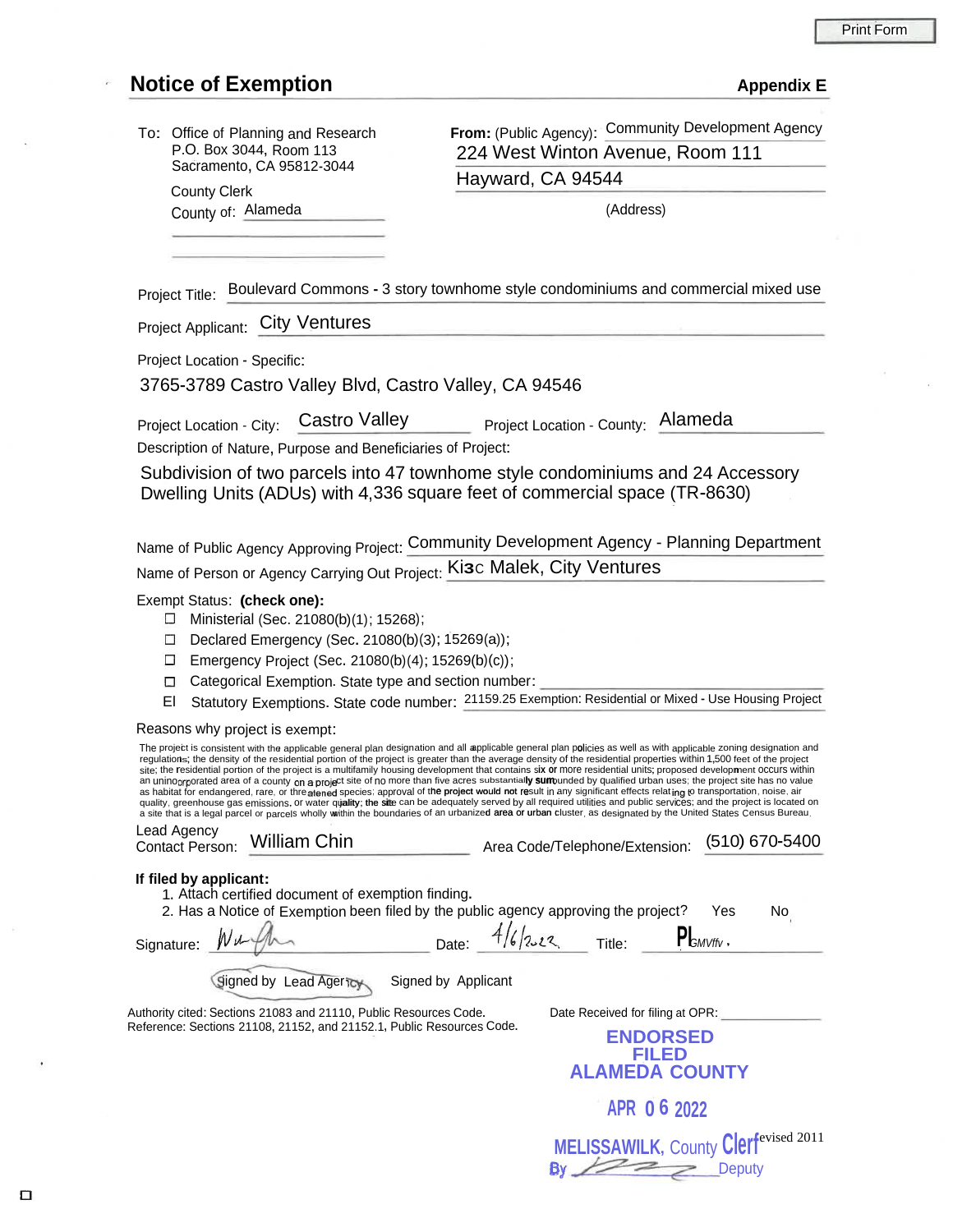# Notice of Exemption

**Appendix E**

**To:** Office of Planning and Research
P.O. Box 3044, Room 113
Sacramento, CA 95812-3044

County Clerk
County of: Alameda

**From:** (Public Agency): Community Development Agency
224 West Winton Avenue, Room 111
Hayward, CA 94544
(Address)

Project Title: Boulevard Commons - 3 story townhome style condominiums and commercial mixed use

Project Applicant: City Ventures

Project Location - Specific:

3765-3789 Castro Valley Blvd, Castro Valley, CA 94546

Project Location - City: Castro Valley    Project Location - County: Alameda

Description of Nature, Purpose and Beneficiaries of Project:

Subdivision of two parcels into 47 townhome style condominiums and 24 Accessory Dwelling Units (ADUs) with 4,336 square feet of commercial space (TR-8630)

Name of Public Agency Approving Project: Community Development Agency - Planning Department

Name of Person or Agency Carrying Out Project: Ki3c Malek, City Ventures

Exempt Status: **(check one):**

- ☐ Ministerial (Sec. 21080(b)(1); 15268);
- ☐ Declared Emergency (Sec. 21080(b)(3); 15269(a));
- ☐ Emergency Project (Sec. 21080(b)(4); 15269(b)(c));
- ☐ Categorical Exemption. State type and section number:
- El Statutory Exemptions. State code number: 21159.25 Exemption: Residential or Mixed - Use Housing Project

Reasons why project is exempt:

The project is consistent with the applicable general plan designation and all applicable general plan policies as well as with applicable zoning designation and regulations; the density of the residential portion of the project is greater than the average density of the residential properties within 1,500 feet of the project site; the residential portion of the project is a multifamily housing development that contains six or more residential units; proposed development occurs within an unincorporated area of a county on a project site of no more than five acres substantially surrounded by qualified urban uses; the project site has no value as habitat for endangered, rare, or threatened species; approval of the project would not result in any significant effects relating to transportation, noise, air quality, greenhouse gas emissions, or water quality; the site can be adequately served by all required utilities and public services; and the project is located on a site that is a legal parcel or parcels wholly within the boundaries of an urbanized area or urban cluster, as designated by the United States Census Bureau.

Lead Agency
Contact Person: William Chin    Area Code/Telephone/Extension: (510) 670-5400

**If filed by applicant:**

1. Attach certified document of exemption finding.
2. Has a Notice of Exemption been filed by the public agency approving the project? Yes No

Signature: [signature]    Date: 4/6/2022    Title: Pl...

(Signed by Lead Agency)    Signed by Applicant

Authority cited: Sections 21083 and 21110, Public Resources Code.
Reference: Sections 21108, 21152, and 21152.1, Public Resources Code.

Date Received for filing at OPR:

ENDORSED
FILED
ALAMEDA COUNTY

APR 06 2022

MELISSA WILK, County Clerk
By [signature] Deputy

Revised 2011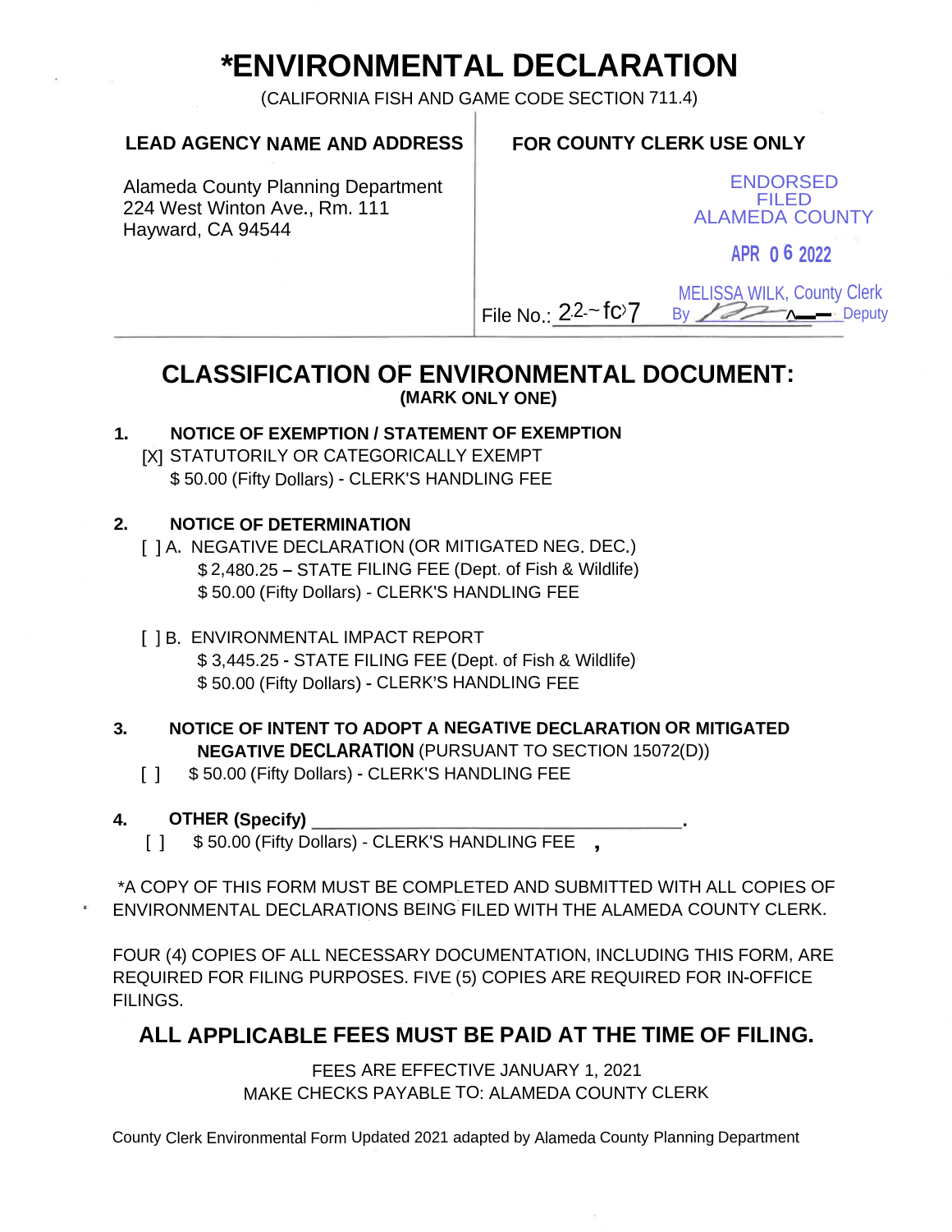# *ENVIRONMENTAL DECLARATION

(CALIFORNIA FISH AND GAME CODE SECTION 711.4)

| LEAD AGENCY NAME AND ADDRESS | FOR COUNTY CLERK USE ONLY |
|---|---|
| Alameda County Planning Department<br>224 West Winton Ave., Rm. 111<br>Hayward, CA 94544 | ENDORSED<br>FILED<br>ALAMEDA COUNTY<br><br>APR 06 2022<br><br>MELISSA WILK, County Clerk<br>By ______ Deputy<br><br>File No.: 22-~fc›7 |

## CLASSIFICATION OF ENVIRONMENTAL DOCUMENT:

**(MARK ONLY ONE)**

**1. NOTICE OF EXEMPTION / STATEMENT OF EXEMPTION**

[X] STATUTORILY OR CATEGORICALLY EXEMPT
$ 50.00 (Fifty Dollars) - CLERK'S HANDLING FEE

**2. NOTICE OF DETERMINATION**

[ ] A. NEGATIVE DECLARATION (OR MITIGATED NEG. DEC.)
$ 2,480.25 – STATE FILING FEE (Dept. of Fish & Wildlife)
$ 50.00 (Fifty Dollars) - CLERK'S HANDLING FEE

[ ] B. ENVIRONMENTAL IMPACT REPORT
$ 3,445.25 - STATE FILING FEE (Dept. of Fish & Wildlife)
$ 50.00 (Fifty Dollars) - CLERK'S HANDLING FEE

**3. NOTICE OF INTENT TO ADOPT A NEGATIVE DECLARATION OR MITIGATED NEGATIVE DECLARATION** (PURSUANT TO SECTION 15072(D))

[ ] $ 50.00 (Fifty Dollars) - CLERK'S HANDLING FEE

**4. OTHER (Specify)** ________________________________________.

[ ] $ 50.00 (Fifty Dollars) - CLERK'S HANDLING FEE

*A COPY OF THIS FORM MUST BE COMPLETED AND SUBMITTED WITH ALL COPIES OF ENVIRONMENTAL DECLARATIONS BEING FILED WITH THE ALAMEDA COUNTY CLERK.

FOUR (4) COPIES OF ALL NECESSARY DOCUMENTATION, INCLUDING THIS FORM, ARE REQUIRED FOR FILING PURPOSES. FIVE (5) COPIES ARE REQUIRED FOR IN-OFFICE FILINGS.

## ALL APPLICABLE FEES MUST BE PAID AT THE TIME OF FILING.

FEES ARE EFFECTIVE JANUARY 1, 2021
MAKE CHECKS PAYABLE TO: ALAMEDA COUNTY CLERK

County Clerk Environmental Form Updated 2021 adapted by Alameda County Planning Department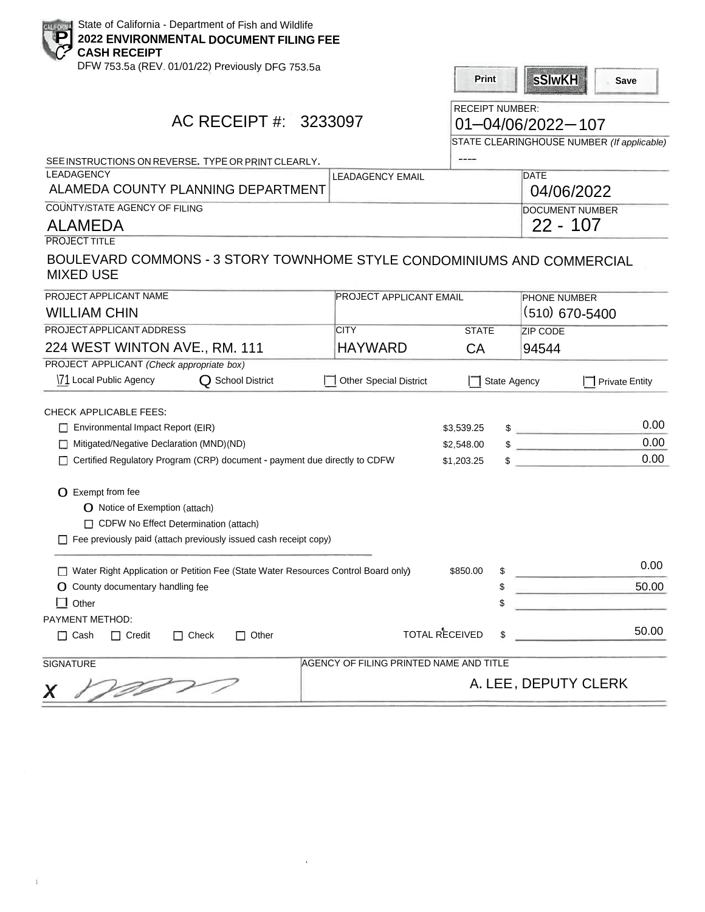State of California - Department of Fish and Wildlife
**2022 ENVIRONMENTAL DOCUMENT FILING FEE**
**CASH RECEIPT**
DFW 753.5a (REV. 01/01/22) Previously DFG 753.5a

Print | sSlwKH | Save

AC RECEIPT #: 3233097

RECEIPT NUMBER:
01–04/06/2022–107

STATE CLEARINGHOUSE NUMBER (*If applicable*)
----

SEE INSTRUCTIONS ON REVERSE. TYPE OR PRINT CLEARLY.

| LEADAGENCY | LEADAGENCY EMAIL | DATE |
|---|---|---|
| ALAMEDA COUNTY PLANNING DEPARTMENT | | 04/06/2022 |

| COUNTY/STATE AGENCY OF FILING | DOCUMENT NUMBER |
|---|---|
| ALAMEDA | 22 - 107 |

PROJECT TITLE
BOULEVARD COMMONS - 3 STORY TOWNHOME STYLE CONDOMINIUMS AND COMMERCIAL MIXED USE

| PROJECT APPLICANT NAME | PROJECT APPLICANT EMAIL | | PHONE NUMBER |
|---|---|---|---|
| WILLIAM CHIN | | | (510) 670-5400 |
| **PROJECT APPLICANT ADDRESS** | **CITY** | **STATE** | **ZIP CODE** |
| 224 WEST WINTON AVE., RM. 111 | HAYWARD | CA | 94544 |

PROJECT APPLICANT (*Check appropriate box*)
☑ Local Public Agency ☐ School District ☐ Other Special District ☐ State Agency ☐ Private Entity

CHECK APPLICABLE FEES:

| | | | |
|---|---|---|---|
| ☐ Environmental Impact Report (EIR) | $3,539.25 | $ | 0.00 |
| ☐ Mitigated/Negative Declaration (MND)(ND) | $2,548.00 | $ | 0.00 |
| ☐ Certified Regulatory Program (CRP) document - payment due directly to CDFW | $1,203.25 | $ | 0.00 |

☐ Exempt from fee
  ☐ Notice of Exemption (attach)
  ☐ CDFW No Effect Determination (attach)
☐ Fee previously paid (attach previously issued cash receipt copy)

| | | | |
|---|---|---|---|
| ☐ Water Right Application or Petition Fee (State Water Resources Control Board only) | $850.00 | $ | 0.00 |
| ☐ County documentary handling fee | | $ | 50.00 |
| ☐ Other | | $ | |

PAYMENT METHOD:
☐ Cash ☐ Credit ☐ Check ☐ Other

TOTAL RECEIVED $ 50.00

| SIGNATURE | AGENCY OF FILING PRINTED NAME AND TITLE |
|---|---|
| X (signature) | A. LEE, DEPUTY CLERK |